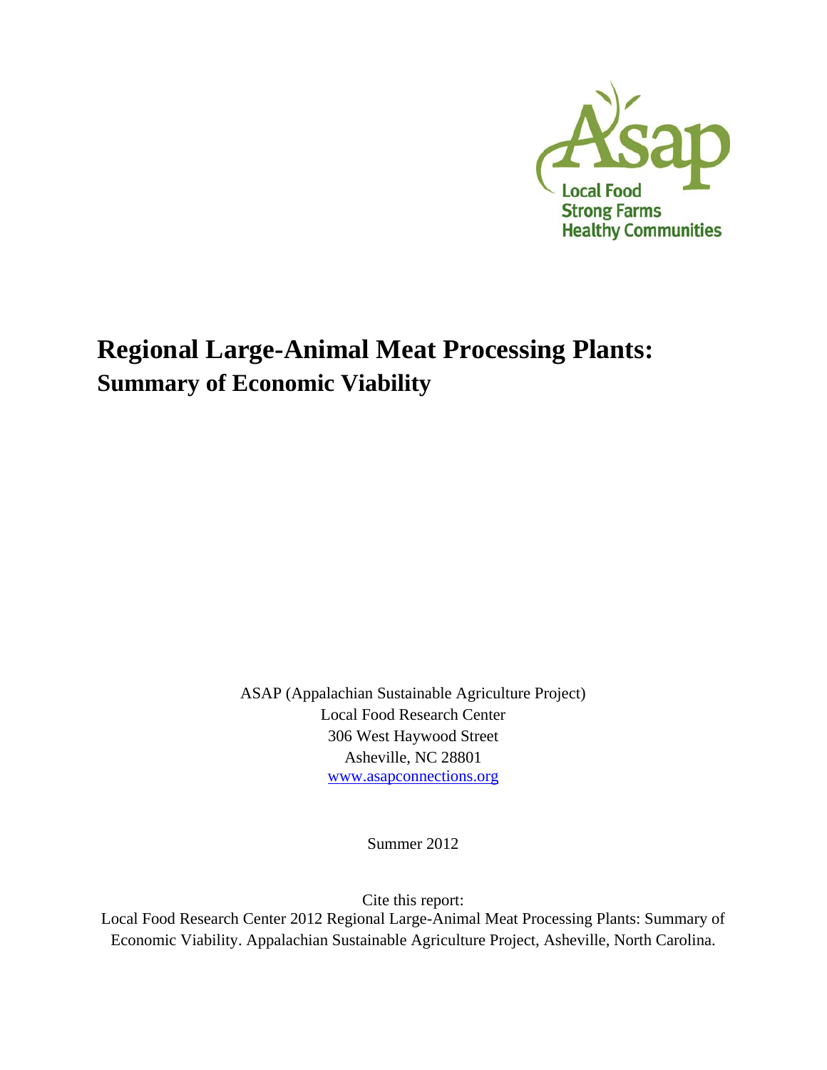Asap

Local Food
Strong Farms
Healthy Communities

# Regional Large-Animal Meat Processing Plants:
## Summary of Economic Viability

ASAP (Appalachian Sustainable Agriculture Project)
Local Food Research Center
306 West Haywood Street
Asheville, NC 28801
www.asapconnections.org

Summer 2012

Cite this report:
Local Food Research Center 2012 Regional Large-Animal Meat Processing Plants: Summary of Economic Viability. Appalachian Sustainable Agriculture Project, Asheville, North Carolina.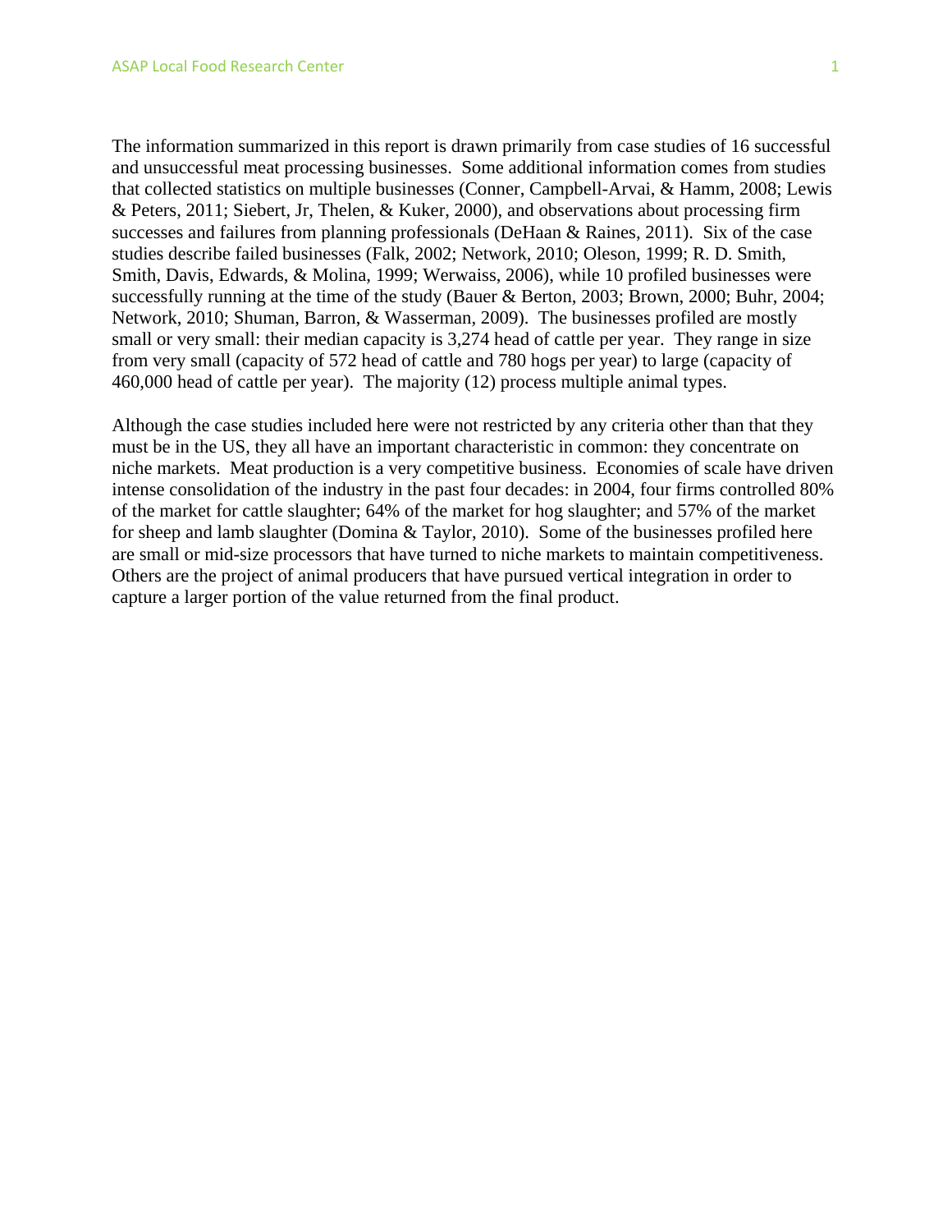The information summarized in this report is drawn primarily from case studies of 16 successful and unsuccessful meat processing businesses. Some additional information comes from studies that collected statistics on multiple businesses (Conner, Campbell-Arvai, & Hamm, 2008; Lewis & Peters, 2011; Siebert, Jr, Thelen, & Kuker, 2000), and observations about processing firm successes and failures from planning professionals (DeHaan & Raines, 2011). Six of the case studies describe failed businesses (Falk, 2002; Network, 2010; Oleson, 1999; R. D. Smith, Smith, Davis, Edwards, & Molina, 1999; Werwaiss, 2006), while 10 profiled businesses were successfully running at the time of the study (Bauer & Berton, 2003; Brown, 2000; Buhr, 2004; Network, 2010; Shuman, Barron, & Wasserman, 2009). The businesses profiled are mostly small or very small: their median capacity is 3,274 head of cattle per year. They range in size from very small (capacity of 572 head of cattle and 780 hogs per year) to large (capacity of 460,000 head of cattle per year). The majority (12) process multiple animal types.

Although the case studies included here were not restricted by any criteria other than that they must be in the US, they all have an important characteristic in common: they concentrate on niche markets. Meat production is a very competitive business. Economies of scale have driven intense consolidation of the industry in the past four decades: in 2004, four firms controlled 80% of the market for cattle slaughter; 64% of the market for hog slaughter; and 57% of the market for sheep and lamb slaughter (Domina & Taylor, 2010). Some of the businesses profiled here are small or mid-size processors that have turned to niche markets to maintain competitiveness. Others are the project of animal producers that have pursued vertical integration in order to capture a larger portion of the value returned from the final product.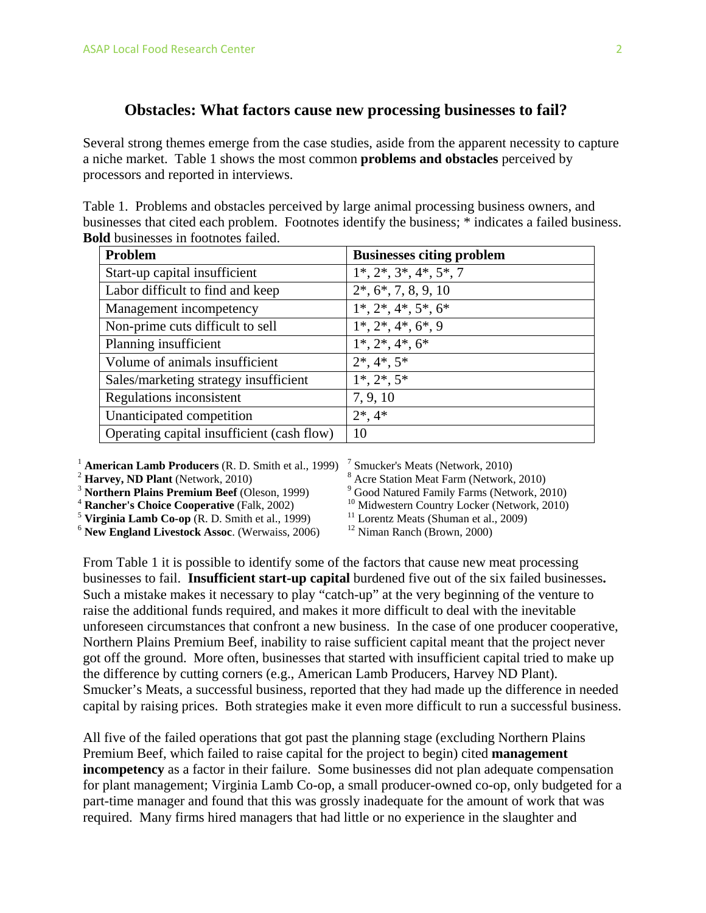## Obstacles: What factors cause new processing businesses to fail?

Several strong themes emerge from the case studies, aside from the apparent necessity to capture a niche market. Table 1 shows the most common **problems and obstacles** perceived by processors and reported in interviews.

Table 1. Problems and obstacles perceived by large animal processing business owners, and businesses that cited each problem. Footnotes identify the business; * indicates a failed business. **Bold** businesses in footnotes failed.

| Problem | Businesses citing problem |
|---|---|
| Start-up capital insufficient | 1*, 2*, 3*, 4*, 5*, 7 |
| Labor difficult to find and keep | 2*, 6*, 7, 8, 9, 10 |
| Management incompetency | 1*, 2*, 4*, 5*, 6* |
| Non-prime cuts difficult to sell | 1*, 2*, 4*, 6*, 9 |
| Planning insufficient | 1*, 2*, 4*, 6* |
| Volume of animals insufficient | 2*, 4*, 5* |
| Sales/marketing strategy insufficient | 1*, 2*, 5* |
| Regulations inconsistent | 7, 9, 10 |
| Unanticipated competition | 2*, 4* |
| Operating capital insufficient (cash flow) | 10 |

[1] **American Lamb Producers** (R. D. Smith et al., 1999)
[2] **Harvey, ND Plant** (Network, 2010)
[3] **Northern Plains Premium Beef** (Oleson, 1999)
[4] **Rancher's Choice Cooperative** (Falk, 2002)
[5] **Virginia Lamb Co-op** (R. D. Smith et al., 1999)
[6] **New England Livestock Assoc**. (Werwaiss, 2006)
[7] Smucker's Meats (Network, 2010)
[8] Acre Station Meat Farm (Network, 2010)
[9] Good Natured Family Farms (Network, 2010)
[10] Midwestern Country Locker (Network, 2010)
[11] Lorentz Meats (Shuman et al., 2009)
[12] Niman Ranch (Brown, 2000)

From Table 1 it is possible to identify some of the factors that cause new meat processing businesses to fail. **Insufficient start-up capital** burdened five out of the six failed businesses**.** Such a mistake makes it necessary to play "catch-up" at the very beginning of the venture to raise the additional funds required, and makes it more difficult to deal with the inevitable unforeseen circumstances that confront a new business. In the case of one producer cooperative, Northern Plains Premium Beef, inability to raise sufficient capital meant that the project never got off the ground. More often, businesses that started with insufficient capital tried to make up the difference by cutting corners (e.g., American Lamb Producers, Harvey ND Plant). Smucker's Meats, a successful business, reported that they had made up the difference in needed capital by raising prices. Both strategies make it even more difficult to run a successful business.

All five of the failed operations that got past the planning stage (excluding Northern Plains Premium Beef, which failed to raise capital for the project to begin) cited **management incompetency** as a factor in their failure. Some businesses did not plan adequate compensation for plant management; Virginia Lamb Co-op, a small producer-owned co-op, only budgeted for a part-time manager and found that this was grossly inadequate for the amount of work that was required. Many firms hired managers that had little or no experience in the slaughter and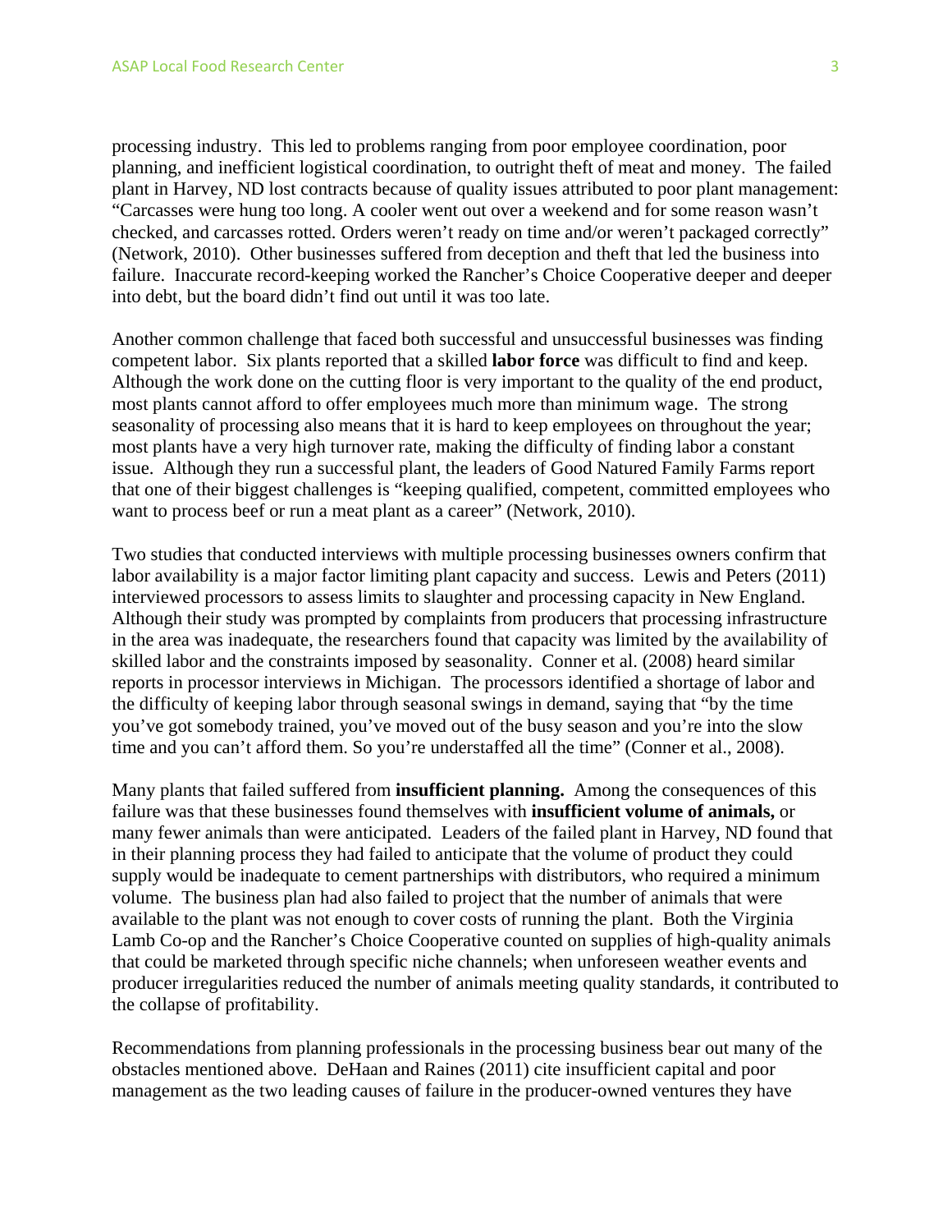processing industry. This led to problems ranging from poor employee coordination, poor planning, and inefficient logistical coordination, to outright theft of meat and money. The failed plant in Harvey, ND lost contracts because of quality issues attributed to poor plant management: "Carcasses were hung too long. A cooler went out over a weekend and for some reason wasn't checked, and carcasses rotted. Orders weren't ready on time and/or weren't packaged correctly" (Network, 2010). Other businesses suffered from deception and theft that led the business into failure. Inaccurate record-keeping worked the Rancher's Choice Cooperative deeper and deeper into debt, but the board didn't find out until it was too late.

Another common challenge that faced both successful and unsuccessful businesses was finding competent labor. Six plants reported that a skilled **labor force** was difficult to find and keep. Although the work done on the cutting floor is very important to the quality of the end product, most plants cannot afford to offer employees much more than minimum wage. The strong seasonality of processing also means that it is hard to keep employees on throughout the year; most plants have a very high turnover rate, making the difficulty of finding labor a constant issue. Although they run a successful plant, the leaders of Good Natured Family Farms report that one of their biggest challenges is "keeping qualified, competent, committed employees who want to process beef or run a meat plant as a career" (Network, 2010).

Two studies that conducted interviews with multiple processing businesses owners confirm that labor availability is a major factor limiting plant capacity and success. Lewis and Peters (2011) interviewed processors to assess limits to slaughter and processing capacity in New England. Although their study was prompted by complaints from producers that processing infrastructure in the area was inadequate, the researchers found that capacity was limited by the availability of skilled labor and the constraints imposed by seasonality. Conner et al. (2008) heard similar reports in processor interviews in Michigan. The processors identified a shortage of labor and the difficulty of keeping labor through seasonal swings in demand, saying that "by the time you've got somebody trained, you've moved out of the busy season and you're into the slow time and you can't afford them. So you're understaffed all the time" (Conner et al., 2008).

Many plants that failed suffered from **insufficient planning.** Among the consequences of this failure was that these businesses found themselves with **insufficient volume of animals,** or many fewer animals than were anticipated. Leaders of the failed plant in Harvey, ND found that in their planning process they had failed to anticipate that the volume of product they could supply would be inadequate to cement partnerships with distributors, who required a minimum volume. The business plan had also failed to project that the number of animals that were available to the plant was not enough to cover costs of running the plant. Both the Virginia Lamb Co-op and the Rancher's Choice Cooperative counted on supplies of high-quality animals that could be marketed through specific niche channels; when unforeseen weather events and producer irregularities reduced the number of animals meeting quality standards, it contributed to the collapse of profitability.

Recommendations from planning professionals in the processing business bear out many of the obstacles mentioned above. DeHaan and Raines (2011) cite insufficient capital and poor management as the two leading causes of failure in the producer-owned ventures they have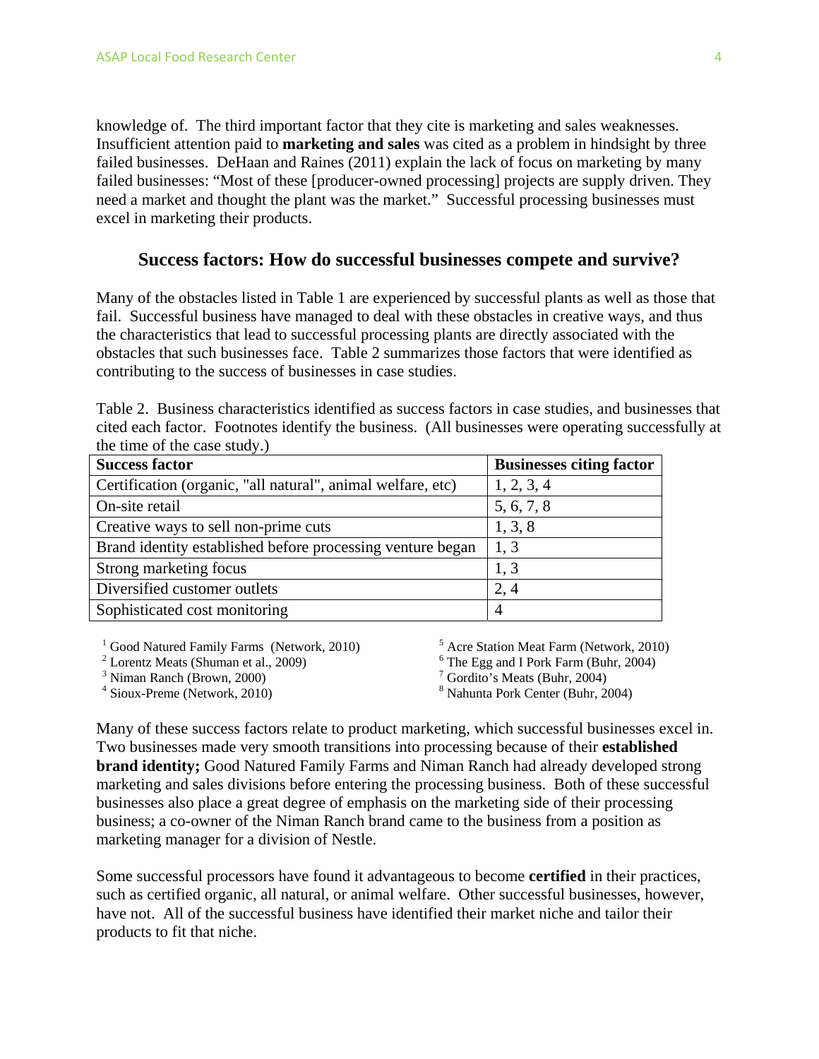knowledge of. The third important factor that they cite is marketing and sales weaknesses. Insufficient attention paid to **marketing and sales** was cited as a problem in hindsight by three failed businesses. DeHaan and Raines (2011) explain the lack of focus on marketing by many failed businesses: "Most of these [producer-owned processing] projects are supply driven. They need a market and thought the plant was the market." Successful processing businesses must excel in marketing their products.

## Success factors: How do successful businesses compete and survive?

Many of the obstacles listed in Table 1 are experienced by successful plants as well as those that fail. Successful business have managed to deal with these obstacles in creative ways, and thus the characteristics that lead to successful processing plants are directly associated with the obstacles that such businesses face. Table 2 summarizes those factors that were identified as contributing to the success of businesses in case studies.

Table 2. Business characteristics identified as success factors in case studies, and businesses that cited each factor. Footnotes identify the business. (All businesses were operating successfully at the time of the case study.)

| Success factor | Businesses citing factor |
| --- | --- |
| Certification (organic, "all natural", animal welfare, etc) | 1, 2, 3, 4 |
| On-site retail | 5, 6, 7, 8 |
| Creative ways to sell non-prime cuts | 1, 3, 8 |
| Brand identity established before processing venture began | 1, 3 |
| Strong marketing focus | 1, 3 |
| Diversified customer outlets | 2, 4 |
| Sophisticated cost monitoring | 4 |

[1] Good Natured Family Farms (Network, 2010)
[2] Lorentz Meats (Shuman et al., 2009)
[3] Niman Ranch (Brown, 2000)
[4] Sioux-Preme (Network, 2010)
[5] Acre Station Meat Farm (Network, 2010)
[6] The Egg and I Pork Farm (Buhr, 2004)
[7] Gordito's Meats (Buhr, 2004)
[8] Nahunta Pork Center (Buhr, 2004)

Many of these success factors relate to product marketing, which successful businesses excel in. Two businesses made very smooth transitions into processing because of their **established brand identity;** Good Natured Family Farms and Niman Ranch had already developed strong marketing and sales divisions before entering the processing business. Both of these successful businesses also place a great degree of emphasis on the marketing side of their processing business; a co-owner of the Niman Ranch brand came to the business from a position as marketing manager for a division of Nestle.

Some successful processors have found it advantageous to become **certified** in their practices, such as certified organic, all natural, or animal welfare. Other successful businesses, however, have not. All of the successful business have identified their market niche and tailor their products to fit that niche.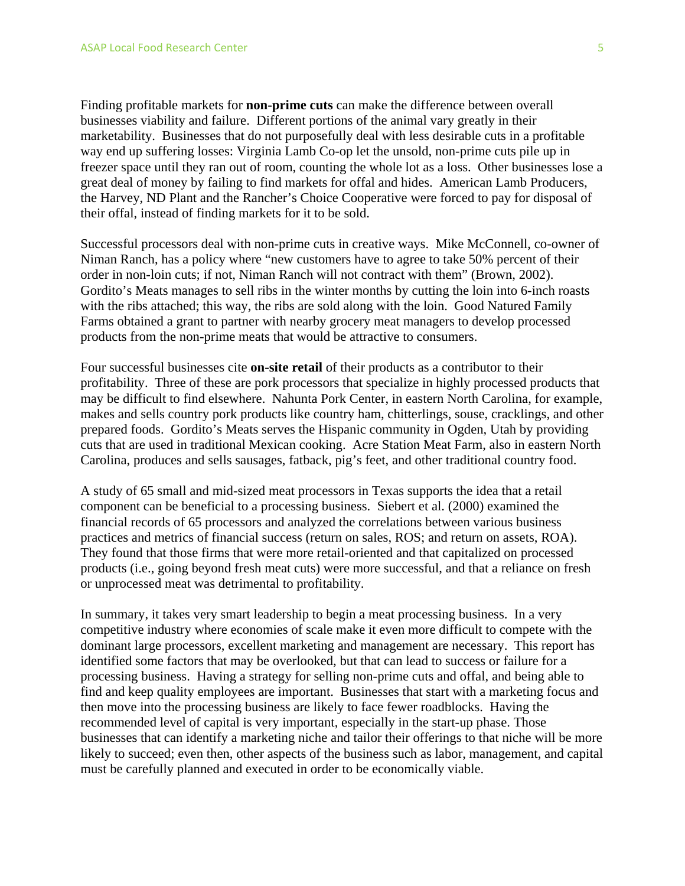Finding profitable markets for **non-prime cuts** can make the difference between overall businesses viability and failure. Different portions of the animal vary greatly in their marketability. Businesses that do not purposefully deal with less desirable cuts in a profitable way end up suffering losses: Virginia Lamb Co-op let the unsold, non-prime cuts pile up in freezer space until they ran out of room, counting the whole lot as a loss. Other businesses lose a great deal of money by failing to find markets for offal and hides. American Lamb Producers, the Harvey, ND Plant and the Rancher's Choice Cooperative were forced to pay for disposal of their offal, instead of finding markets for it to be sold.

Successful processors deal with non-prime cuts in creative ways. Mike McConnell, co-owner of Niman Ranch, has a policy where "new customers have to agree to take 50% percent of their order in non-loin cuts; if not, Niman Ranch will not contract with them" (Brown, 2002). Gordito's Meats manages to sell ribs in the winter months by cutting the loin into 6-inch roasts with the ribs attached; this way, the ribs are sold along with the loin. Good Natured Family Farms obtained a grant to partner with nearby grocery meat managers to develop processed products from the non-prime meats that would be attractive to consumers.

Four successful businesses cite **on-site retail** of their products as a contributor to their profitability. Three of these are pork processors that specialize in highly processed products that may be difficult to find elsewhere. Nahunta Pork Center, in eastern North Carolina, for example, makes and sells country pork products like country ham, chitterlings, souse, cracklings, and other prepared foods. Gordito's Meats serves the Hispanic community in Ogden, Utah by providing cuts that are used in traditional Mexican cooking. Acre Station Meat Farm, also in eastern North Carolina, produces and sells sausages, fatback, pig's feet, and other traditional country food.

A study of 65 small and mid-sized meat processors in Texas supports the idea that a retail component can be beneficial to a processing business. Siebert et al. (2000) examined the financial records of 65 processors and analyzed the correlations between various business practices and metrics of financial success (return on sales, ROS; and return on assets, ROA). They found that those firms that were more retail-oriented and that capitalized on processed products (i.e., going beyond fresh meat cuts) were more successful, and that a reliance on fresh or unprocessed meat was detrimental to profitability.

In summary, it takes very smart leadership to begin a meat processing business. In a very competitive industry where economies of scale make it even more difficult to compete with the dominant large processors, excellent marketing and management are necessary. This report has identified some factors that may be overlooked, but that can lead to success or failure for a processing business. Having a strategy for selling non-prime cuts and offal, and being able to find and keep quality employees are important. Businesses that start with a marketing focus and then move into the processing business are likely to face fewer roadblocks. Having the recommended level of capital is very important, especially in the start-up phase. Those businesses that can identify a marketing niche and tailor their offerings to that niche will be more likely to succeed; even then, other aspects of the business such as labor, management, and capital must be carefully planned and executed in order to be economically viable.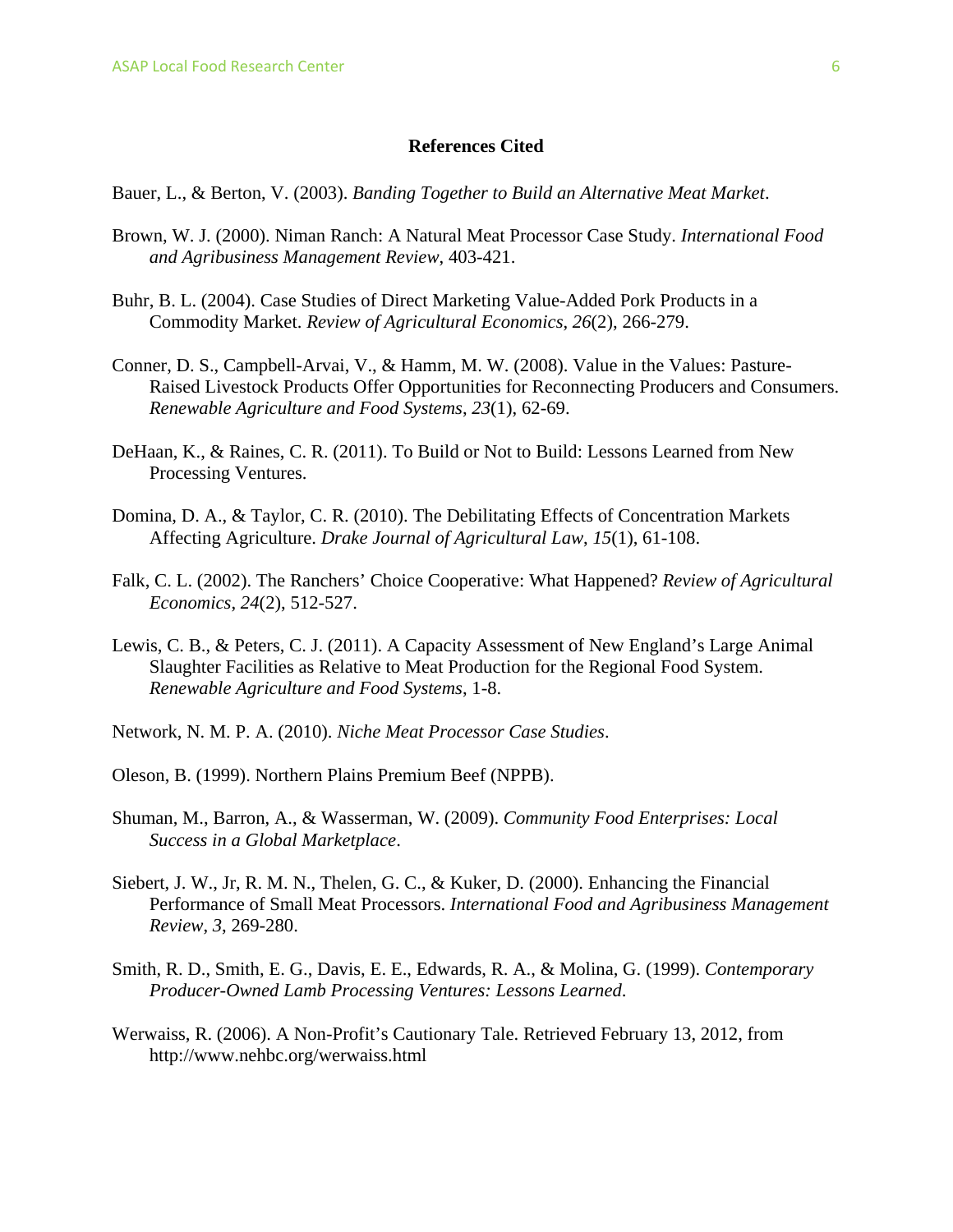## References Cited

Bauer, L., & Berton, V. (2003). *Banding Together to Build an Alternative Meat Market*.

Brown, W. J. (2000). Niman Ranch: A Natural Meat Processor Case Study. *International Food and Agribusiness Management Review*, 403-421.

Buhr, B. L. (2004). Case Studies of Direct Marketing Value-Added Pork Products in a Commodity Market. *Review of Agricultural Economics*, *26*(2), 266-279.

Conner, D. S., Campbell-Arvai, V., & Hamm, M. W. (2008). Value in the Values: Pasture-Raised Livestock Products Offer Opportunities for Reconnecting Producers and Consumers. *Renewable Agriculture and Food Systems*, *23*(1), 62-69.

DeHaan, K., & Raines, C. R. (2011). To Build or Not to Build: Lessons Learned from New Processing Ventures.

Domina, D. A., & Taylor, C. R. (2010). The Debilitating Effects of Concentration Markets Affecting Agriculture. *Drake Journal of Agricultural Law*, *15*(1), 61-108.

Falk, C. L. (2002). The Ranchers' Choice Cooperative: What Happened? *Review of Agricultural Economics*, *24*(2), 512-527.

Lewis, C. B., & Peters, C. J. (2011). A Capacity Assessment of New England's Large Animal Slaughter Facilities as Relative to Meat Production for the Regional Food System. *Renewable Agriculture and Food Systems*, 1-8.

Network, N. M. P. A. (2010). *Niche Meat Processor Case Studies*.

Oleson, B. (1999). Northern Plains Premium Beef (NPPB).

Shuman, M., Barron, A., & Wasserman, W. (2009). *Community Food Enterprises: Local Success in a Global Marketplace*.

Siebert, J. W., Jr, R. M. N., Thelen, G. C., & Kuker, D. (2000). Enhancing the Financial Performance of Small Meat Processors. *International Food and Agribusiness Management Review*, *3*, 269-280.

Smith, R. D., Smith, E. G., Davis, E. E., Edwards, R. A., & Molina, G. (1999). *Contemporary Producer-Owned Lamb Processing Ventures: Lessons Learned*.

Werwaiss, R. (2006). A Non-Profit's Cautionary Tale. Retrieved February 13, 2012, from http://www.nehbc.org/werwaiss.html